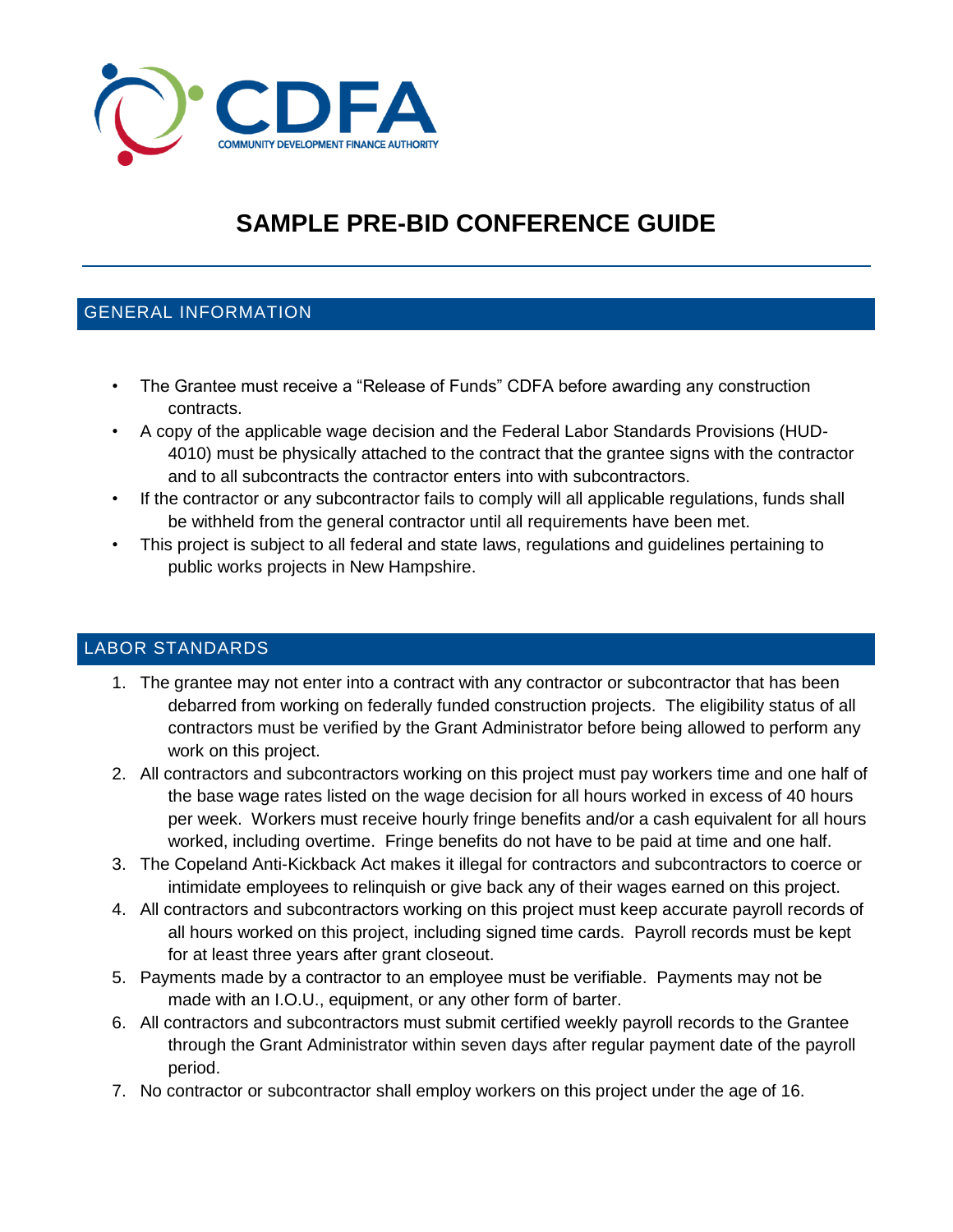CDFA
COMMUNITY DEVELOPMENT FINANCE AUTHORITY

# SAMPLE PRE-BID CONFERENCE GUIDE

## GENERAL INFORMATION

- The Grantee must receive a "Release of Funds" CDFA before awarding any construction contracts.
- A copy of the applicable wage decision and the Federal Labor Standards Provisions (HUD-4010) must be physically attached to the contract that the grantee signs with the contractor and to all subcontracts the contractor enters into with subcontractors.
- If the contractor or any subcontractor fails to comply will all applicable regulations, funds shall be withheld from the general contractor until all requirements have been met.
- This project is subject to all federal and state laws, regulations and guidelines pertaining to public works projects in New Hampshire.

## LABOR STANDARDS

1. The grantee may not enter into a contract with any contractor or subcontractor that has been debarred from working on federally funded construction projects. The eligibility status of all contractors must be verified by the Grant Administrator before being allowed to perform any work on this project.
2. All contractors and subcontractors working on this project must pay workers time and one half of the base wage rates listed on the wage decision for all hours worked in excess of 40 hours per week. Workers must receive hourly fringe benefits and/or a cash equivalent for all hours worked, including overtime. Fringe benefits do not have to be paid at time and one half.
3. The Copeland Anti-Kickback Act makes it illegal for contractors and subcontractors to coerce or intimidate employees to relinquish or give back any of their wages earned on this project.
4. All contractors and subcontractors working on this project must keep accurate payroll records of all hours worked on this project, including signed time cards. Payroll records must be kept for at least three years after grant closeout.
5. Payments made by a contractor to an employee must be verifiable. Payments may not be made with an I.O.U., equipment, or any other form of barter.
6. All contractors and subcontractors must submit certified weekly payroll records to the Grantee through the Grant Administrator within seven days after regular payment date of the payroll period.
7. No contractor or subcontractor shall employ workers on this project under the age of 16.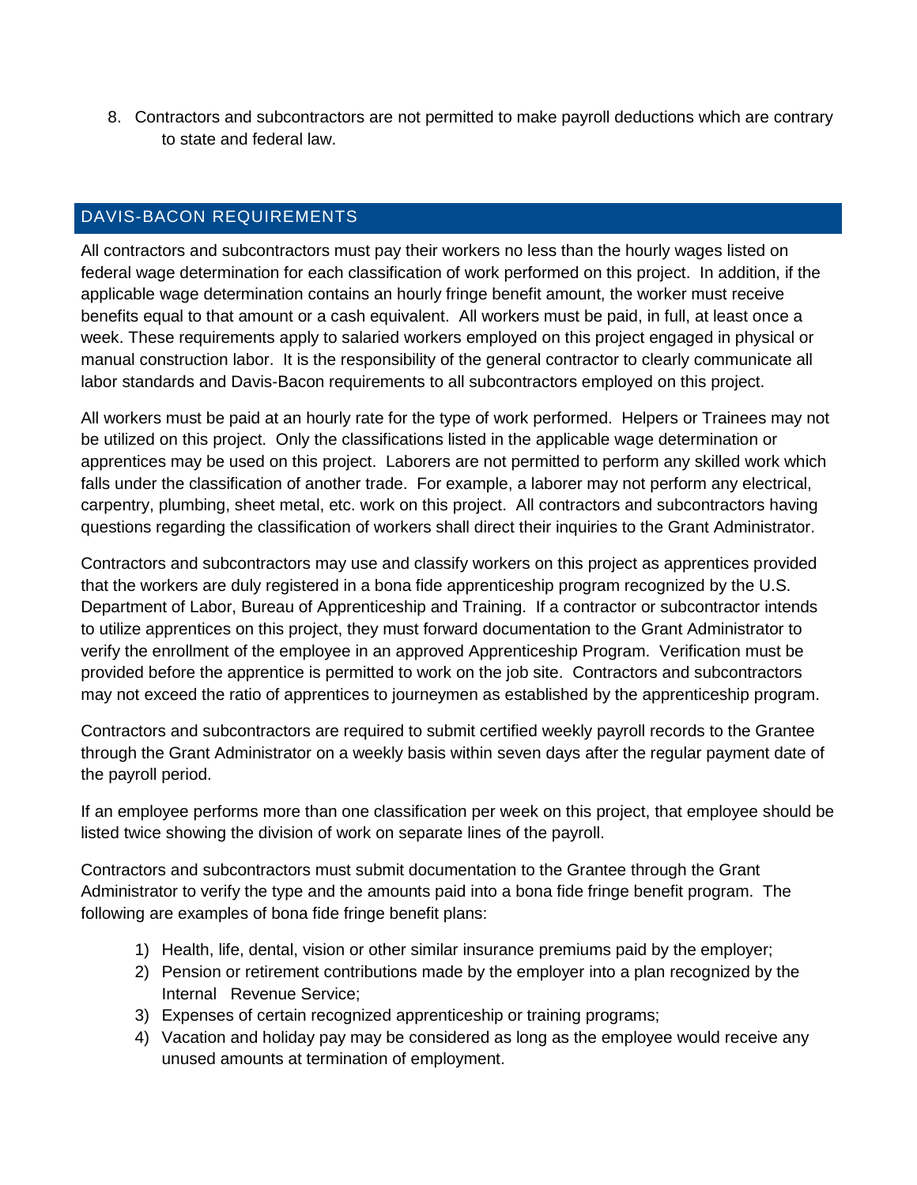8. Contractors and subcontractors are not permitted to make payroll deductions which are contrary to state and federal law.

## DAVIS-BACON REQUIREMENTS

All contractors and subcontractors must pay their workers no less than the hourly wages listed on federal wage determination for each classification of work performed on this project. In addition, if the applicable wage determination contains an hourly fringe benefit amount, the worker must receive benefits equal to that amount or a cash equivalent. All workers must be paid, in full, at least once a week. These requirements apply to salaried workers employed on this project engaged in physical or manual construction labor. It is the responsibility of the general contractor to clearly communicate all labor standards and Davis-Bacon requirements to all subcontractors employed on this project.

All workers must be paid at an hourly rate for the type of work performed. Helpers or Trainees may not be utilized on this project. Only the classifications listed in the applicable wage determination or apprentices may be used on this project. Laborers are not permitted to perform any skilled work which falls under the classification of another trade. For example, a laborer may not perform any electrical, carpentry, plumbing, sheet metal, etc. work on this project. All contractors and subcontractors having questions regarding the classification of workers shall direct their inquiries to the Grant Administrator.

Contractors and subcontractors may use and classify workers on this project as apprentices provided that the workers are duly registered in a bona fide apprenticeship program recognized by the U.S. Department of Labor, Bureau of Apprenticeship and Training. If a contractor or subcontractor intends to utilize apprentices on this project, they must forward documentation to the Grant Administrator to verify the enrollment of the employee in an approved Apprenticeship Program. Verification must be provided before the apprentice is permitted to work on the job site. Contractors and subcontractors may not exceed the ratio of apprentices to journeymen as established by the apprenticeship program.

Contractors and subcontractors are required to submit certified weekly payroll records to the Grantee through the Grant Administrator on a weekly basis within seven days after the regular payment date of the payroll period.

If an employee performs more than one classification per week on this project, that employee should be listed twice showing the division of work on separate lines of the payroll.

Contractors and subcontractors must submit documentation to the Grantee through the Grant Administrator to verify the type and the amounts paid into a bona fide fringe benefit program. The following are examples of bona fide fringe benefit plans:

1) Health, life, dental, vision or other similar insurance premiums paid by the employer;
2) Pension or retirement contributions made by the employer into a plan recognized by the Internal Revenue Service;
3) Expenses of certain recognized apprenticeship or training programs;
4) Vacation and holiday pay may be considered as long as the employee would receive any unused amounts at termination of employment.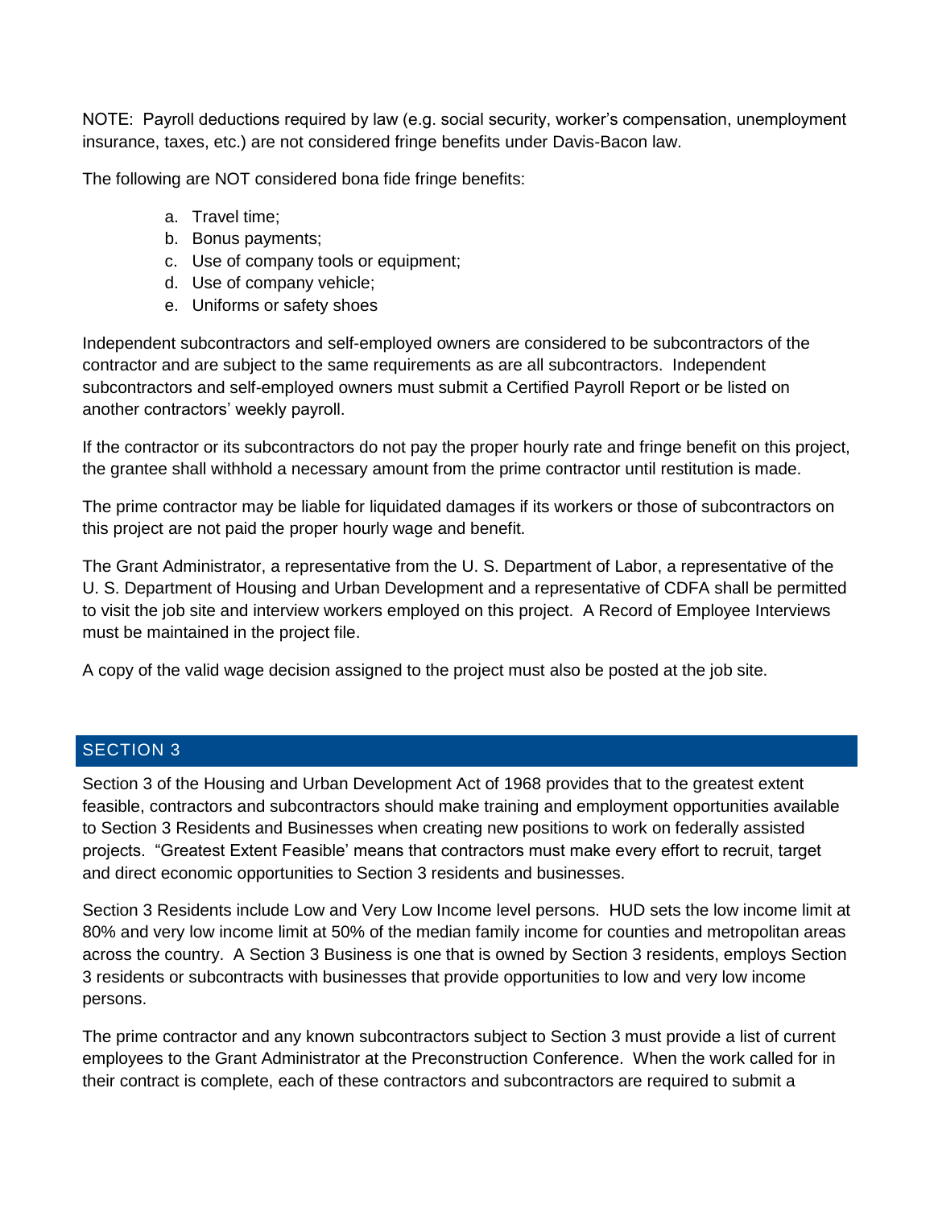NOTE: Payroll deductions required by law (e.g. social security, worker's compensation, unemployment insurance, taxes, etc.) are not considered fringe benefits under Davis-Bacon law.

The following are NOT considered bona fide fringe benefits:

a. Travel time;
b. Bonus payments;
c. Use of company tools or equipment;
d. Use of company vehicle;
e. Uniforms or safety shoes

Independent subcontractors and self-employed owners are considered to be subcontractors of the contractor and are subject to the same requirements as are all subcontractors. Independent subcontractors and self-employed owners must submit a Certified Payroll Report or be listed on another contractors' weekly payroll.

If the contractor or its subcontractors do not pay the proper hourly rate and fringe benefit on this project, the grantee shall withhold a necessary amount from the prime contractor until restitution is made.

The prime contractor may be liable for liquidated damages if its workers or those of subcontractors on this project are not paid the proper hourly wage and benefit.

The Grant Administrator, a representative from the U. S. Department of Labor, a representative of the U. S. Department of Housing and Urban Development and a representative of CDFA shall be permitted to visit the job site and interview workers employed on this project. A Record of Employee Interviews must be maintained in the project file.

A copy of the valid wage decision assigned to the project must also be posted at the job site.

## SECTION 3

Section 3 of the Housing and Urban Development Act of 1968 provides that to the greatest extent feasible, contractors and subcontractors should make training and employment opportunities available to Section 3 Residents and Businesses when creating new positions to work on federally assisted projects. "Greatest Extent Feasible' means that contractors must make every effort to recruit, target and direct economic opportunities to Section 3 residents and businesses.

Section 3 Residents include Low and Very Low Income level persons. HUD sets the low income limit at 80% and very low income limit at 50% of the median family income for counties and metropolitan areas across the country. A Section 3 Business is one that is owned by Section 3 residents, employs Section 3 residents or subcontracts with businesses that provide opportunities to low and very low income persons.

The prime contractor and any known subcontractors subject to Section 3 must provide a list of current employees to the Grant Administrator at the Preconstruction Conference. When the work called for in their contract is complete, each of these contractors and subcontractors are required to submit a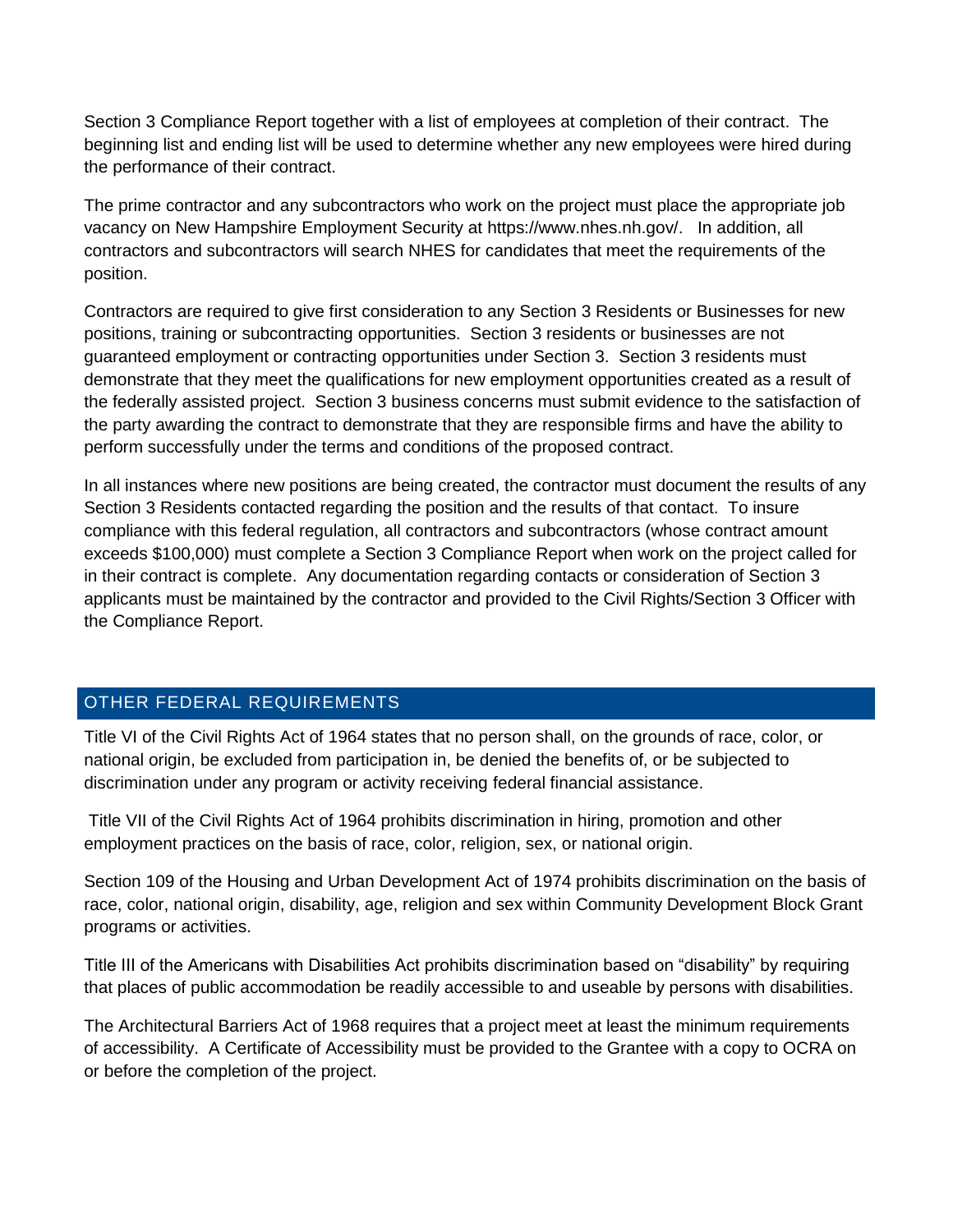Section 3 Compliance Report together with a list of employees at completion of their contract. The beginning list and ending list will be used to determine whether any new employees were hired during the performance of their contract.

The prime contractor and any subcontractors who work on the project must place the appropriate job vacancy on New Hampshire Employment Security at https://www.nhes.nh.gov/. In addition, all contractors and subcontractors will search NHES for candidates that meet the requirements of the position.

Contractors are required to give first consideration to any Section 3 Residents or Businesses for new positions, training or subcontracting opportunities. Section 3 residents or businesses are not guaranteed employment or contracting opportunities under Section 3. Section 3 residents must demonstrate that they meet the qualifications for new employment opportunities created as a result of the federally assisted project. Section 3 business concerns must submit evidence to the satisfaction of the party awarding the contract to demonstrate that they are responsible firms and have the ability to perform successfully under the terms and conditions of the proposed contract.

In all instances where new positions are being created, the contractor must document the results of any Section 3 Residents contacted regarding the position and the results of that contact. To insure compliance with this federal regulation, all contractors and subcontractors (whose contract amount exceeds $100,000) must complete a Section 3 Compliance Report when work on the project called for in their contract is complete. Any documentation regarding contacts or consideration of Section 3 applicants must be maintained by the contractor and provided to the Civil Rights/Section 3 Officer with the Compliance Report.

## OTHER FEDERAL REQUIREMENTS

Title VI of the Civil Rights Act of 1964 states that no person shall, on the grounds of race, color, or national origin, be excluded from participation in, be denied the benefits of, or be subjected to discrimination under any program or activity receiving federal financial assistance.

Title VII of the Civil Rights Act of 1964 prohibits discrimination in hiring, promotion and other employment practices on the basis of race, color, religion, sex, or national origin.

Section 109 of the Housing and Urban Development Act of 1974 prohibits discrimination on the basis of race, color, national origin, disability, age, religion and sex within Community Development Block Grant programs or activities.

Title III of the Americans with Disabilities Act prohibits discrimination based on "disability" by requiring that places of public accommodation be readily accessible to and useable by persons with disabilities.

The Architectural Barriers Act of 1968 requires that a project meet at least the minimum requirements of accessibility. A Certificate of Accessibility must be provided to the Grantee with a copy to OCRA on or before the completion of the project.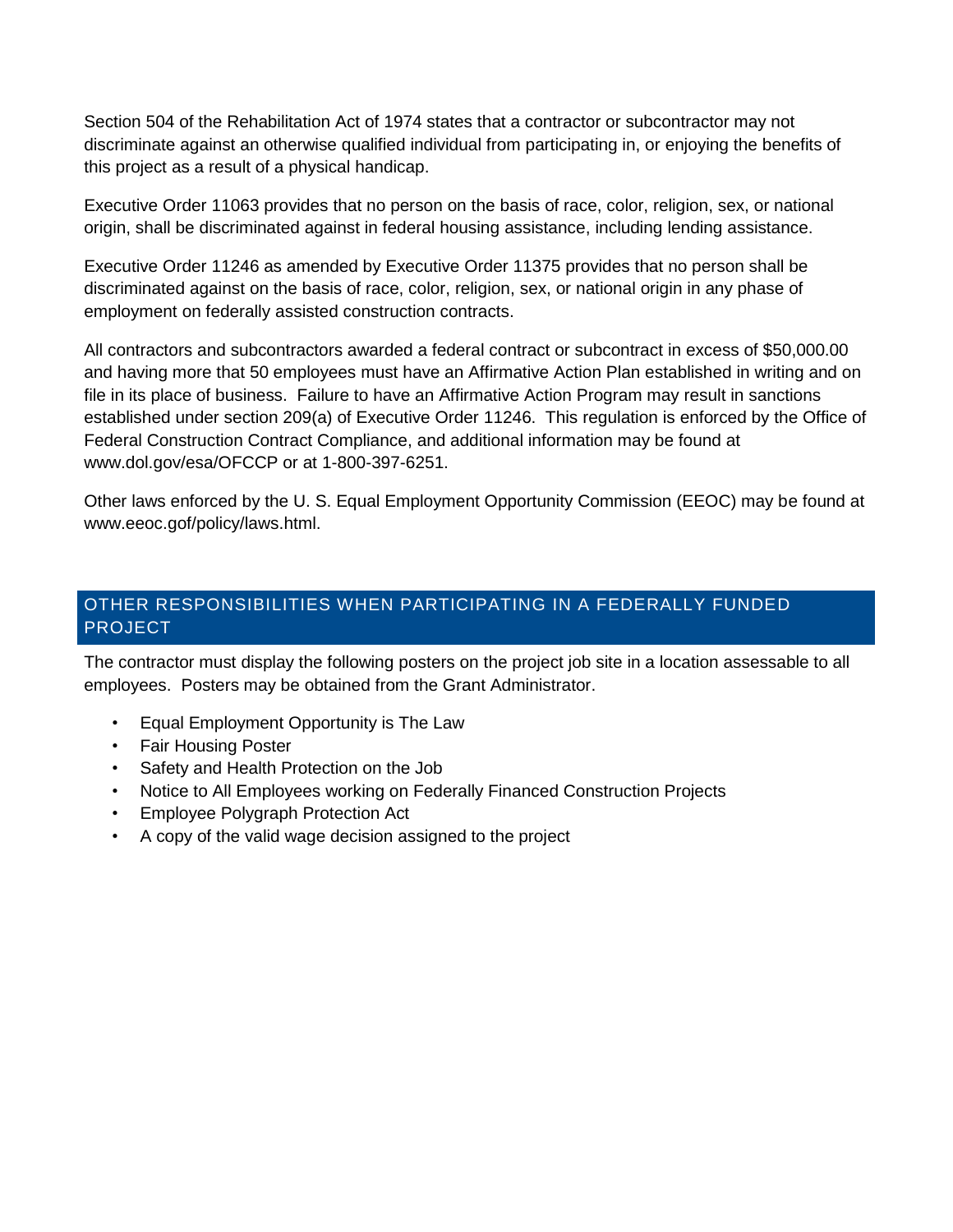Section 504 of the Rehabilitation Act of 1974 states that a contractor or subcontractor may not discriminate against an otherwise qualified individual from participating in, or enjoying the benefits of this project as a result of a physical handicap.

Executive Order 11063 provides that no person on the basis of race, color, religion, sex, or national origin, shall be discriminated against in federal housing assistance, including lending assistance.

Executive Order 11246 as amended by Executive Order 11375 provides that no person shall be discriminated against on the basis of race, color, religion, sex, or national origin in any phase of employment on federally assisted construction contracts.

All contractors and subcontractors awarded a federal contract or subcontract in excess of $50,000.00 and having more that 50 employees must have an Affirmative Action Plan established in writing and on file in its place of business. Failure to have an Affirmative Action Program may result in sanctions established under section 209(a) of Executive Order 11246. This regulation is enforced by the Office of Federal Construction Contract Compliance, and additional information may be found at www.dol.gov/esa/OFCCP or at 1-800-397-6251.

Other laws enforced by the U. S. Equal Employment Opportunity Commission (EEOC) may be found at www.eeoc.gof/policy/laws.html.

## OTHER RESPONSIBILITIES WHEN PARTICIPATING IN A FEDERALLY FUNDED PROJECT

The contractor must display the following posters on the project job site in a location assessable to all employees. Posters may be obtained from the Grant Administrator.

- Equal Employment Opportunity is The Law
- Fair Housing Poster
- Safety and Health Protection on the Job
- Notice to All Employees working on Federally Financed Construction Projects
- Employee Polygraph Protection Act
- A copy of the valid wage decision assigned to the project